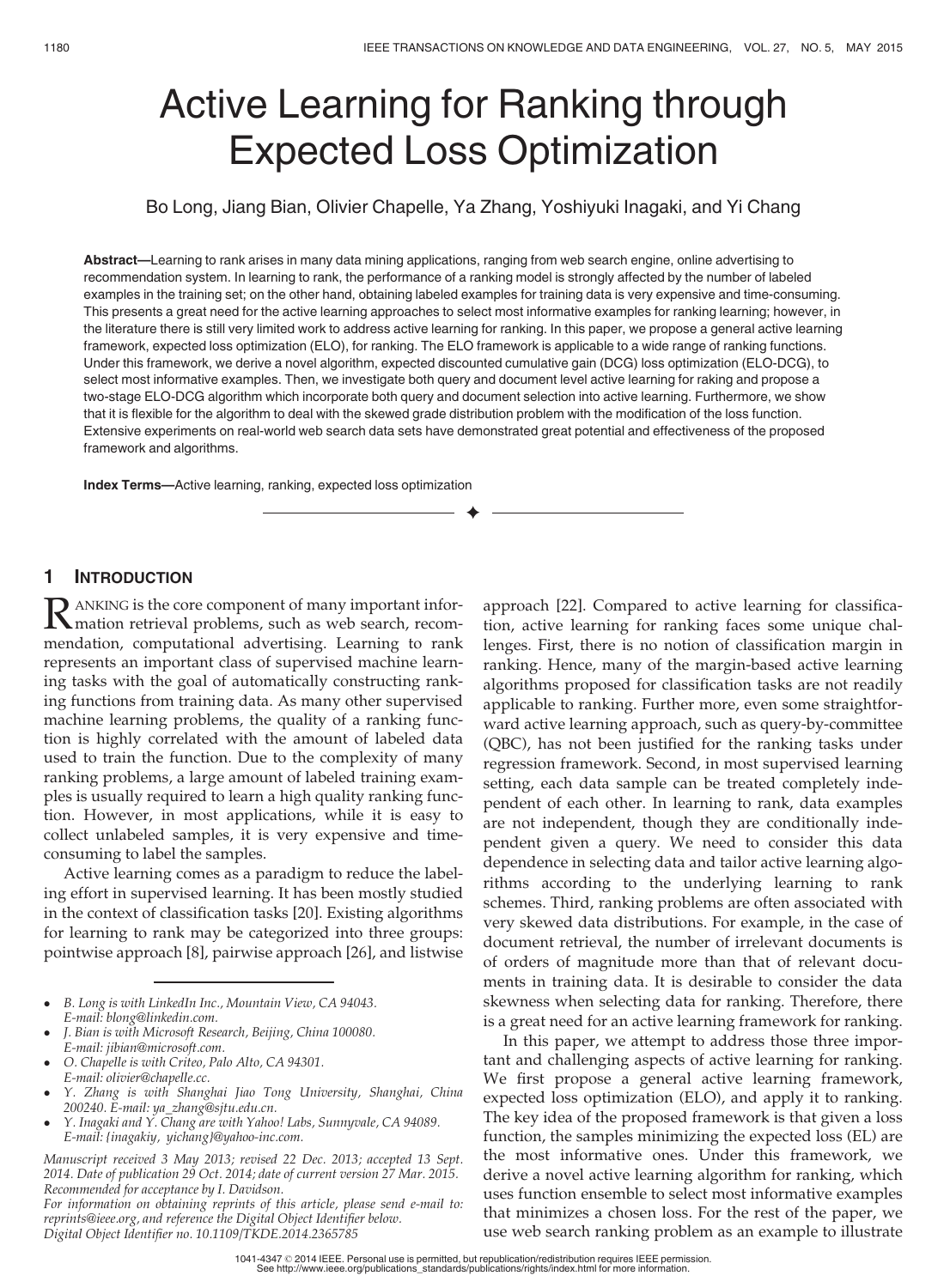# Active Learning for Ranking through Expected Loss Optimization

Bo Long, Jiang Bian, Olivier Chapelle, Ya Zhang, Yoshiyuki Inagaki, and Yi Chang

**Abstract**—Learning to rank arises in many data mining applications, ranging from web search engine, online advertising to recommendation system. In learning to rank, the performance of a ranking model is strongly affected by the number of labeled examples in the training set; on the other hand, obtaining labeled examples for training data is very expensive and time-consuming. This presents a great need for the active learning approaches to select most informative examples for ranking learning; however, in the literature there is still very limited work to address active learning for ranking. In this paper, we propose a general active learning framework, expected loss optimization (ELO), for ranking. The ELO framework is applicable to a wide range of ranking functions. Under this framework, we derive a novel algorithm, expected discounted cumulative gain (DCG) loss optimization (ELO-DCG), to select most informative examples. Then, we investigate both query and document level active learning for raking and propose a two-stage ELO-DCG algorithm which incorporate both query and document selection into active learning. Furthermore, we show that it is flexible for the algorithm to deal with the skewed grade distribution problem with the modification of the loss function. Extensive experiments on real-world web search data sets have demonstrated great potential and effectiveness of the proposed framework and algorithms.

**Index Terms**—Active learning, ranking, expected loss optimization

## 1 Introduction

Ranking is the core component of many important information retrieval problems, such as web search, recommendation, computational advertising. Learning to rank represents an important class of supervised machine learning tasks with the goal of automatically constructing ranking functions from training data. As many other supervised machine learning problems, the quality of a ranking function is highly correlated with the amount of labeled data used to train the function. Due to the complexity of many ranking problems, a large amount of labeled training examples is usually required to learn a high quality ranking function. However, in most applications, while it is easy to collect unlabeled samples, it is very expensive and time-consuming to label the samples.

Active learning comes as a paradigm to reduce the labeling effort in supervised learning. It has been mostly studied in the context of classification tasks [20]. Existing algorithms for learning to rank may be categorized into three groups: pointwise approach [8], pairwise approach [26], and listwise approach [22]. Compared to active learning for classification, active learning for ranking faces some unique challenges. First, there is no notion of classification margin in ranking. Hence, many of the margin-based active learning algorithms proposed for classification tasks are not readily applicable to ranking. Further more, even some straightforward active learning approach, such as query-by-committee (QBC), has not been justified for the ranking tasks under regression framework. Second, in most supervised learning setting, each data sample can be treated completely independent of each other. In learning to rank, data examples are not independent, though they are conditionally independent given a query. We need to consider this data dependence in selecting data and tailor active learning algorithms according to the underlying learning to rank schemes. Third, ranking problems are often associated with very skewed data distributions. For example, in the case of document retrieval, the number of irrelevant documents is of orders of magnitude more than that of relevant documents in training data. It is desirable to consider the data skewness when selecting data for ranking. Therefore, there is a great need for an active learning framework for ranking.

In this paper, we attempt to address those three important and challenging aspects of active learning for ranking. We first propose a general active learning framework, expected loss optimization (ELO), and apply it to ranking. The key idea of the proposed framework is that given a loss function, the samples minimizing the expected loss (EL) are the most informative ones. Under this framework, we derive a novel active learning algorithm for ranking, which uses function ensemble to select most informative examples that minimizes a chosen loss. For the rest of the paper, we use web search ranking problem as an example to illustrate

- *B. Long is with LinkedIn Inc., Mountain View, CA 94043. E-mail: blong@linkedin.com.*
- *J. Bian is with Microsoft Research, Beijing, China 100080. E-mail: jibian@microsoft.com.*
- *O. Chapelle is with Criteo, Palo Alto, CA 94301. E-mail: olivier@chapelle.cc.*
- *Y. Zhang is with Shanghai Jiao Tong University, Shanghai, China 200240. E-mail: ya_zhang@sjtu.edu.cn.*
- *Y. Inagaki and Y. Chang are with Yahoo! Labs, Sunnyvale, CA 94089. E-mail: {inagakiy, yichang}@yahoo-inc.com.*

*Manuscript received 3 May 2013; revised 22 Dec. 2013; accepted 13 Sept. 2014. Date of publication 29 Oct. 2014; date of current version 27 Mar. 2015. Recommended for acceptance by I. Davidson.*
*For information on obtaining reprints of this article, please send e-mail to: reprints@ieee.org, and reference the Digital Object Identifier below.*
*Digital Object Identifier no. 10.1109/TKDE.2014.2365785*

1041-4347 © 2014 IEEE. Personal use is permitted, but republication/redistribution requires IEEE permission. See http://www.ieee.org/publications_standards/publications/rights/index.html for more information.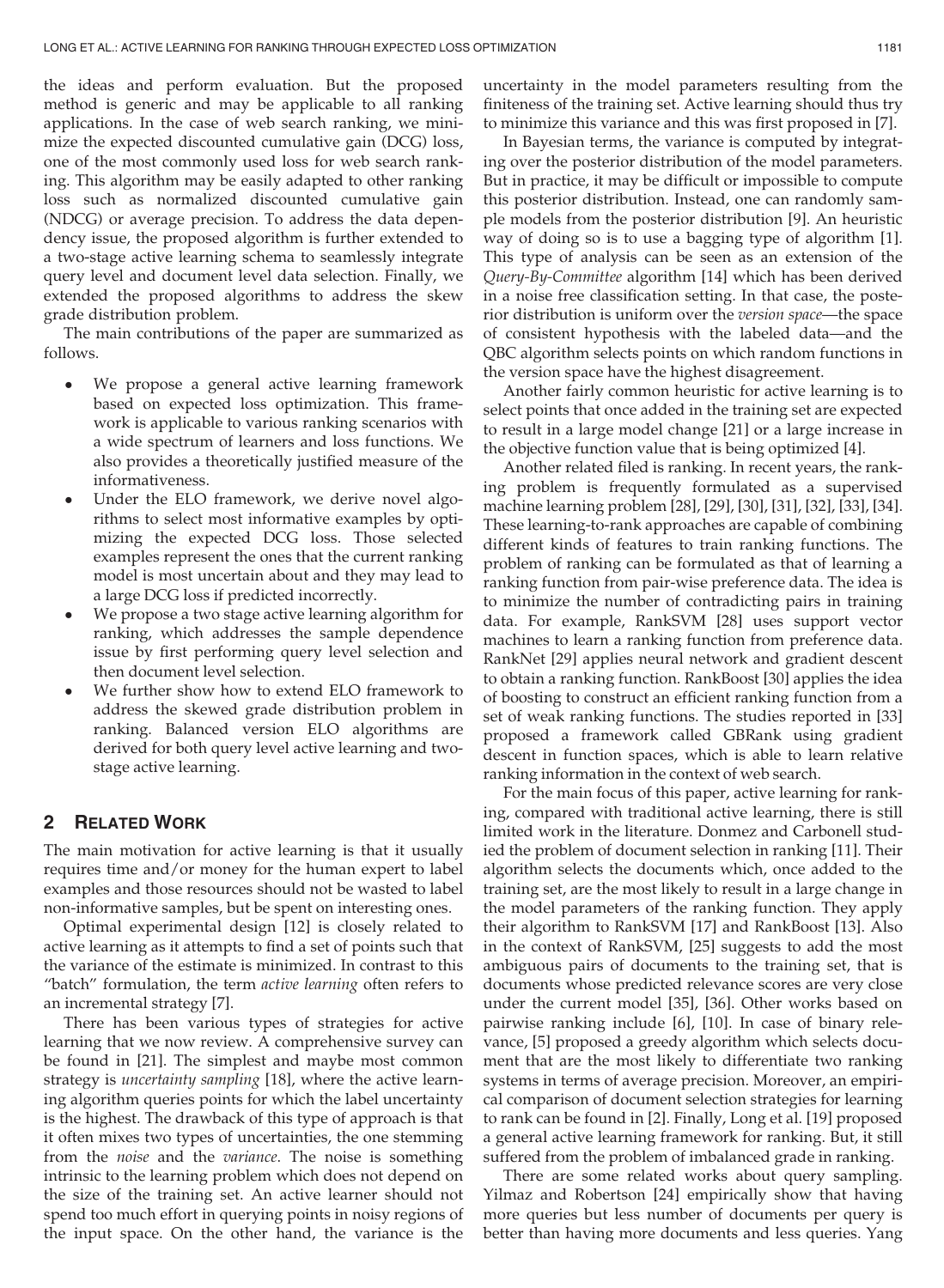the ideas and perform evaluation. But the proposed method is generic and may be applicable to all ranking applications. In the case of web search ranking, we minimize the expected discounted cumulative gain (DCG) loss, one of the most commonly used loss for web search ranking. This algorithm may be easily adapted to other ranking loss such as normalized discounted cumulative gain (NDCG) or average precision. To address the data dependency issue, the proposed algorithm is further extended to a two-stage active learning schema to seamlessly integrate query level and document level data selection. Finally, we extended the proposed algorithms to address the skew grade distribution problem.

The main contributions of the paper are summarized as follows.

- We propose a general active learning framework based on expected loss optimization. This framework is applicable to various ranking scenarios with a wide spectrum of learners and loss functions. We also provides a theoretically justified measure of the informativeness.
- Under the ELO framework, we derive novel algorithms to select most informative examples by optimizing the expected DCG loss. Those selected examples represent the ones that the current ranking model is most uncertain about and they may lead to a large DCG loss if predicted incorrectly.
- We propose a two stage active learning algorithm for ranking, which addresses the sample dependence issue by first performing query level selection and then document level selection.
- We further show how to extend ELO framework to address the skewed grade distribution problem in ranking. Balanced version ELO algorithms are derived for both query level active learning and two-stage active learning.

## 2 Related Work

The main motivation for active learning is that it usually requires time and/or money for the human expert to label examples and those resources should not be wasted to label non-informative samples, but be spent on interesting ones.

Optimal experimental design [12] is closely related to active learning as it attempts to find a set of points such that the variance of the estimate is minimized. In contrast to this "batch" formulation, the term *active learning* often refers to an incremental strategy [7].

There has been various types of strategies for active learning that we now review. A comprehensive survey can be found in [21]. The simplest and maybe most common strategy is *uncertainty sampling* [18], where the active learning algorithm queries points for which the label uncertainty is the highest. The drawback of this type of approach is that it often mixes two types of uncertainties, the one stemming from the *noise* and the *variance*. The noise is something intrinsic to the learning problem which does not depend on the size of the training set. An active learner should not spend too much effort in querying points in noisy regions of the input space. On the other hand, the variance is the uncertainty in the model parameters resulting from the finiteness of the training set. Active learning should thus try to minimize this variance and this was first proposed in [7].

In Bayesian terms, the variance is computed by integrating over the posterior distribution of the model parameters. But in practice, it may be difficult or impossible to compute this posterior distribution. Instead, one can randomly sample models from the posterior distribution [9]. An heuristic way of doing so is to use a bagging type of algorithm [1]. This type of analysis can be seen as an extension of the *Query-By-Committee* algorithm [14] which has been derived in a noise free classification setting. In that case, the posterior distribution is uniform over the *version space*—the space of consistent hypothesis with the labeled data—and the QBC algorithm selects points on which random functions in the version space have the highest disagreement.

Another fairly common heuristic for active learning is to select points that once added in the training set are expected to result in a large model change [21] or a large increase in the objective function value that is being optimized [4].

Another related filed is ranking. In recent years, the ranking problem is frequently formulated as a supervised machine learning problem [28], [29], [30], [31], [32], [33], [34]. These learning-to-rank approaches are capable of combining different kinds of features to train ranking functions. The problem of ranking can be formulated as that of learning a ranking function from pair-wise preference data. The idea is to minimize the number of contradicting pairs in training data. For example, RankSVM [28] uses support vector machines to learn a ranking function from preference data. RankNet [29] applies neural network and gradient descent to obtain a ranking function. RankBoost [30] applies the idea of boosting to construct an efficient ranking function from a set of weak ranking functions. The studies reported in [33] proposed a framework called GBRank using gradient descent in function spaces, which is able to learn relative ranking information in the context of web search.

For the main focus of this paper, active learning for ranking, compared with traditional active learning, there is still limited work in the literature. Donmez and Carbonell studied the problem of document selection in ranking [11]. Their algorithm selects the documents which, once added to the training set, are the most likely to result in a large change in the model parameters of the ranking function. They apply their algorithm to RankSVM [17] and RankBoost [13]. Also in the context of RankSVM, [25] suggests to add the most ambiguous pairs of documents to the training set, that is documents whose predicted relevance scores are very close under the current model [35], [36]. Other works based on pairwise ranking include [6], [10]. In case of binary relevance, [5] proposed a greedy algorithm which selects document that are the most likely to differentiate two ranking systems in terms of average precision. Moreover, an empirical comparison of document selection strategies for learning to rank can be found in [2]. Finally, Long et al. [19] proposed a general active learning framework for ranking. But, it still suffered from the problem of imbalanced grade in ranking.

There are some related works about query sampling. Yilmaz and Robertson [24] empirically show that having more queries but less number of documents per query is better than having more documents and less queries. Yang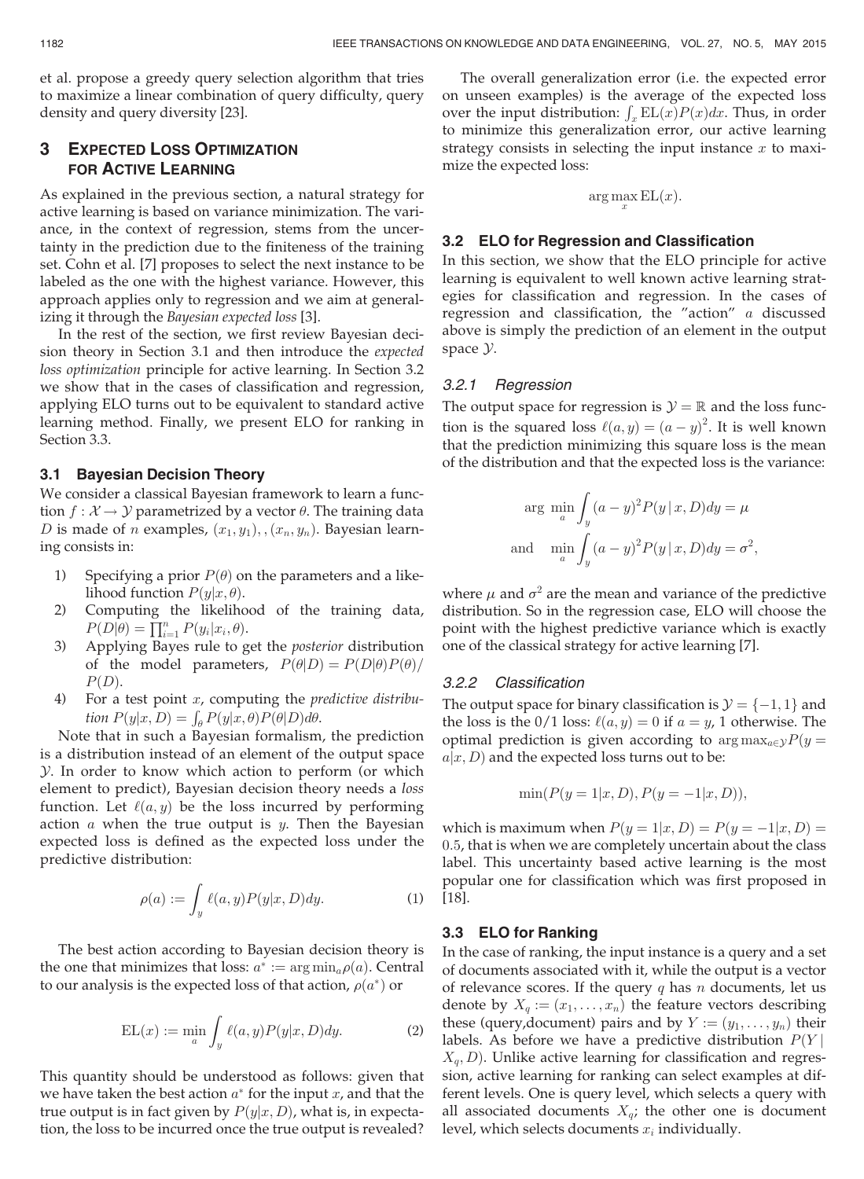et al. propose a greedy query selection algorithm that tries to maximize a linear combination of query difficulty, query density and query diversity [23].

## 3 Expected Loss Optimization for Active Learning

As explained in the previous section, a natural strategy for active learning is based on variance minimization. The variance, in the context of regression, stems from the uncertainty in the prediction due to the finiteness of the training set. Cohn et al. [7] proposes to select the next instance to be labeled as the one with the highest variance. However, this approach applies only to regression and we aim at generalizing it through the *Bayesian expected loss* [3].

In the rest of the section, we first review Bayesian decision theory in Section 3.1 and then introduce the *expected loss optimization* principle for active learning. In Section 3.2 we show that in the cases of classification and regression, applying ELO turns out to be equivalent to standard active learning method. Finally, we present ELO for ranking in Section 3.3.

### 3.1 Bayesian Decision Theory

We consider a classical Bayesian framework to learn a function $f : \mathcal{X} \rightarrow \mathcal{Y}$ parametrized by a vector $\theta$. The training data $D$ is made of $n$ examples, $(x_1, y_1), , (x_n, y_n)$. Bayesian learning consists in:

1) Specifying a prior $P(\theta)$ on the parameters and a likelihood function $P(y|x, \theta)$.
2) Computing the likelihood of the training data, $P(D|\theta) = \prod_{i=1}^{n} P(y_i|x_i, \theta)$.
3) Applying Bayes rule to get the *posterior* distribution of the model parameters, $P(\theta|D) = P(D|\theta)P(\theta)/P(D)$.
4) For a test point $x$, computing the *predictive distribution* $P(y|x, D) = \int_\theta P(y|x, \theta)P(\theta|D)d\theta$.

Note that in such a Bayesian formalism, the prediction is a distribution instead of an element of the output space $\mathcal{Y}$. In order to know which action to perform (or which element to predict), Bayesian decision theory needs a *loss* function. Let $\ell(a, y)$ be the loss incurred by performing action $a$ when the true output is $y$. Then the Bayesian expected loss is defined as the expected loss under the predictive distribution:

$$\rho(a) := \int_y \ell(a, y)P(y|x, D)dy. \tag{1}$$

The best action according to Bayesian decision theory is the one that minimizes that loss: $a^* := \arg\min_a \rho(a)$. Central to our analysis is the expected loss of that action, $\rho(a^*)$ or

$$\mathrm{EL}(x) := \min_a \int_y \ell(a, y)P(y|x, D)dy. \tag{2}$$

This quantity should be understood as follows: given that we have taken the best action $a^*$ for the input $x$, and that the true output is in fact given by $P(y|x, D)$, what is, in expectation, the loss to be incurred once the true output is revealed?

The overall generalization error (i.e. the expected error on unseen examples) is the average of the expected loss over the input distribution: $\int_x \mathrm{EL}(x)P(x)dx$. Thus, in order to minimize this generalization error, our active learning strategy consists in selecting the input instance $x$ to maximize the expected loss:

$$\arg\max_x \mathrm{EL}(x).$$

### 3.2 ELO for Regression and Classification

In this section, we show that the ELO principle for active learning is equivalent to well known active learning strategies for classification and regression. In the cases of regression and classification, the "action" $a$ discussed above is simply the prediction of an element in the output space $\mathcal{Y}$.

#### 3.2.1 Regression

The output space for regression is $\mathcal{Y} = \mathbb{R}$ and the loss function is the squared loss $\ell(a, y) = (a - y)^2$. It is well known that the prediction minimizing this square loss is the mean of the distribution and that the expected loss is the variance:

$$\arg\ \min_a \int_y (a - y)^2 P(y\,|\,x, D)dy = \mu$$
$$\text{and} \quad \min_a \int_y (a - y)^2 P(y\,|\,x, D)dy = \sigma^2,$$

where $\mu$ and $\sigma^2$ are the mean and variance of the predictive distribution. So in the regression case, ELO will choose the point with the highest predictive variance which is exactly one of the classical strategy for active learning [7].

#### 3.2.2 Classification

The output space for binary classification is $\mathcal{Y} = \{-1, 1\}$ and the loss is the 0/1 loss: $\ell(a, y) = 0$ if $a = y$, 1 otherwise. The optimal prediction is given according to $\arg\max_{a\in\mathcal{Y}} P(y = a|x, D)$ and the expected loss turns out to be:

$$\min(P(y = 1|x, D), P(y = -1|x, D)),$$

which is maximum when $P(y = 1|x, D) = P(y = -1|x, D) = 0.5$, that is when we are completely uncertain about the class label. This uncertainty based active learning is the most popular one for classification which was first proposed in [18].

### 3.3 ELO for Ranking

In the case of ranking, the input instance is a query and a set of documents associated with it, while the output is a vector of relevance scores. If the query $q$ has $n$ documents, let us denote by $X_q := (x_1, \ldots, x_n)$ the feature vectors describing these (query,document) pairs and by $Y := (y_1, \ldots, y_n)$ their labels. As before we have a predictive distribution $P(Y\,|\,X_q, D)$. Unlike active learning for classification and regression, active learning for ranking can select examples at different levels. One is query level, which selects a query with all associated documents $X_q$; the other one is document level, which selects documents $x_i$ individually.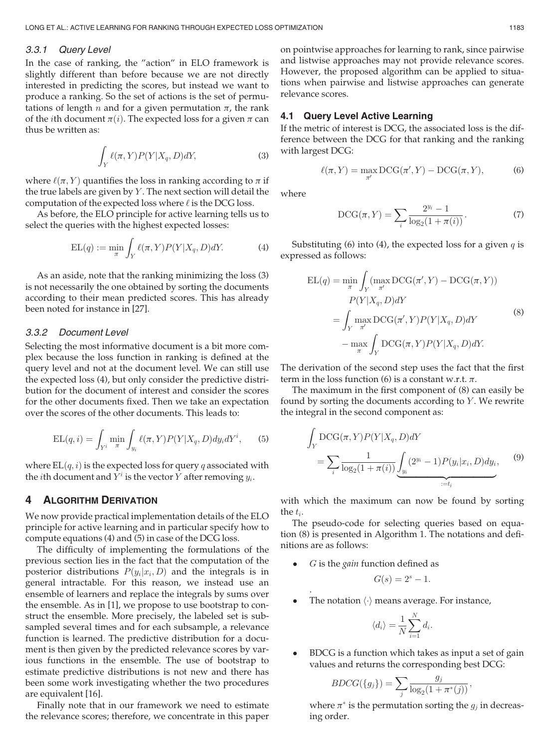### 3.3.1 Query Level

In the case of ranking, the "action" in ELO framework is slightly different than before because we are not directly interested in predicting the scores, but instead we want to produce a ranking. So the set of actions is the set of permutations of length $n$ and for a given permutation $\pi$, the rank of the $i$th document $\pi(i)$. The expected loss for a given $\pi$ can thus be written as:

$$\int_Y \ell(\pi, Y) P(Y|X_q, D) dY, \tag{3}$$

where $\ell(\pi, Y)$ quantifies the loss in ranking according to $\pi$ if the true labels are given by $Y$. The next section will detail the computation of the expected loss where $\ell$ is the DCG loss.

As before, the ELO principle for active learning tells us to select the queries with the highest expected losses:

$$\text{EL}(q) := \min_\pi \int_Y \ell(\pi, Y) P(Y|X_q, D) dY. \tag{4}$$

As an aside, note that the ranking minimizing the loss (3) is not necessarily the one obtained by sorting the documents according to their mean predicted scores. This has already been noted for instance in [27].

### 3.3.2 Document Level

Selecting the most informative document is a bit more complex because the loss function in ranking is defined at the query level and not at the document level. We can still use the expected loss (4), but only consider the predictive distribution for the document of interest and consider the scores for the other documents fixed. Then we take an expectation over the scores of the other documents. This leads to:

$$\text{EL}(q, i) = \int_{Y^i} \min_\pi \int_{y_i} \ell(\pi, Y) P(Y|X_q, D) dy_i dY^i, \tag{5}$$

where $\text{EL}(q, i)$ is the expected loss for query $q$ associated with the $i$th document and $Y^i$ is the vector $Y$ after removing $y_i$.

## 4 Algorithm Derivation

We now provide practical implementation details of the ELO principle for active learning and in particular specify how to compute equations (4) and (5) in case of the DCG loss.

The difficulty of implementing the formulations of the previous section lies in the fact that the computation of the posterior distributions $P(y_i|x_i, D)$ and the integrals is in general intractable. For this reason, we instead use an ensemble of learners and replace the integrals by sums over the ensemble. As in [1], we propose to use bootstrap to construct the ensemble. More precisely, the labeled set is subsampled several times and for each subsample, a relevance function is learned. The predictive distribution for a document is then given by the predicted relevance scores by various functions in the ensemble. The use of bootstrap to estimate predictive distributions is not new and there has been some work investigating whether the two procedures are equivalent [16].

Finally note that in our framework we need to estimate the relevance scores; therefore, we concentrate in this paper on pointwise approaches for learning to rank, since pairwise and listwise approaches may not provide relevance scores. However, the proposed algorithm can be applied to situations when pairwise and listwise approaches can generate relevance scores.

### 4.1 Query Level Active Learning

If the metric of interest is DCG, the associated loss is the difference between the DCG for that ranking and the ranking with largest DCG:

$$\ell(\pi, Y) = \max_{\pi'} \text{DCG}(\pi', Y) - \text{DCG}(\pi, Y), \tag{6}$$

where

$$\text{DCG}(\pi, Y) = \sum_i \frac{2^{y_i} - 1}{\log_2(1 + \pi(i))}. \tag{7}$$

Substituting (6) into (4), the expected loss for a given $q$ is expressed as follows:

$$\begin{aligned}
\text{EL}(q) &= \min_\pi \int_Y (\max_{\pi'} \text{DCG}(\pi', Y) - \text{DCG}(\pi, Y)) \\
&\quad P(Y|X_q, D) dY \\
&= \int_Y \max_{\pi'} \text{DCG}(\pi', Y) P(Y|X_q, D) dY \\
&\quad - \max_\pi \int_Y \text{DCG}(\pi, Y) P(Y|X_q, D) dY.
\end{aligned} \tag{8}$$

The derivation of the second step uses the fact that the first term in the loss function (6) is a constant w.r.t. $\pi$.

The maximum in the first component of (8) can easily be found by sorting the documents according to $Y$. We rewrite the integral in the second component as:

$$\begin{aligned}
&\int_Y \text{DCG}(\pi, Y) P(Y|X_q, D) dY \\
&= \sum_i \frac{1}{\log_2(1 + \pi(i))} \underbrace{\int_{y_i} (2^{y_i} - 1) P(y_i|x_i, D) dy_i}_{:= t_i},
\end{aligned} \tag{9}$$

with which the maximum can now be found by sorting the $t_i$.

The pseudo-code for selecting queries based on equation (8) is presented in Algorithm 1. The notations and definitions are as follows:

- $G$ is the *gain* function defined as
$$G(s) = 2^s - 1.$$
.
- The notation $\langle \cdot \rangle$ means average. For instance,
$$\langle d_i \rangle = \frac{1}{N} \sum_{i=1}^N d_i.$$
- BDCG is a function which takes as input a set of gain values and returns the corresponding best DCG:
$$BDCG(\{g_j\}) = \sum_j \frac{g_j}{\log_2(1 + \pi^*(j))},$$
where $\pi^*$ is the permutation sorting the $g_j$ in decreasing order.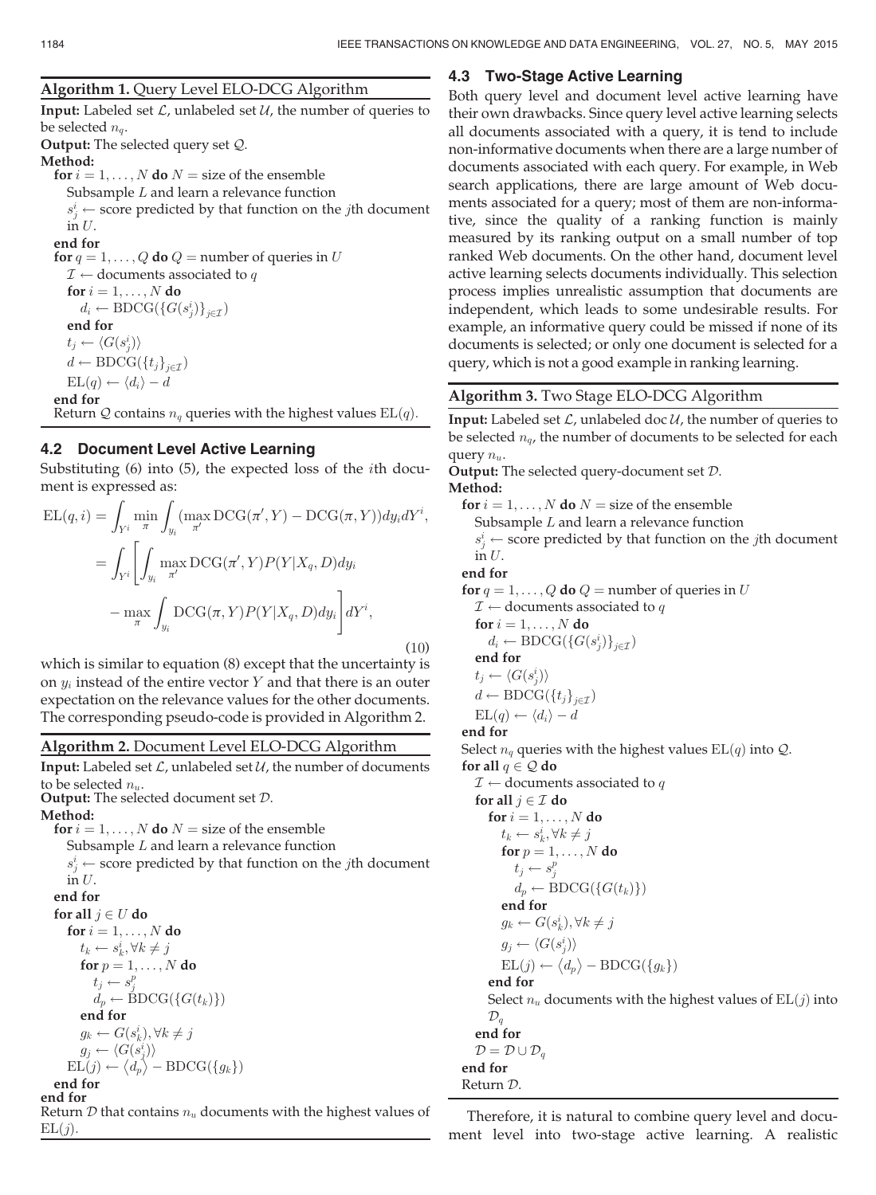**Algorithm 1.** Query Level ELO-DCG Algorithm

**Input:** Labeled set $\mathcal{L}$, unlabeled set $\mathcal{U}$, the number of queries to be selected $n_q$.
**Output:** The selected query set $\mathcal{Q}$.
**Method:**

```
for i = 1, ..., N do N = size of the ensemble
  Subsample L and learn a relevance function
  s_j^i ← score predicted by that function on the jth document in U.
end for
for q = 1, ..., Q do Q = number of queries in U
  I ← documents associated to q
  for i = 1, ..., N do
    d_i ← BDCG({G(s_j^i)}_{j∈I})
  end for
  t_j ← ⟨G(s_j^i)⟩
  d ← BDCG({t_j}_{j∈I})
  EL(q) ← ⟨d_i⟩ − d
end for
Return Q contains n_q queries with the highest values EL(q).
```

### 4.2 Document Level Active Learning

Substituting (6) into (5), the expected loss of the $i$th document is expressed as:

$$
\begin{aligned}
\mathrm{EL}(q,i) &= \int_{Y^i} \min_{\pi} \int_{y_i} (\max_{\pi'} \mathrm{DCG}(\pi', Y) - \mathrm{DCG}(\pi, Y)) dy_i dY^i, \\
&= \int_{Y^i} \Bigg[ \int_{y_i} \max_{\pi'} \mathrm{DCG}(\pi', Y) P(Y|X_q, D) dy_i \\
&\quad - \max_{\pi} \int_{y_i} \mathrm{DCG}(\pi, Y) P(Y|X_q, D) dy_i \Bigg] dY^i,
\end{aligned} \tag{10}
$$

which is similar to equation (8) except that the uncertainty is on $y_i$ instead of the entire vector $Y$ and that there is an outer expectation on the relevance values for the other documents. The corresponding pseudo-code is provided in Algorithm 2.

**Algorithm 2.** Document Level ELO-DCG Algorithm

**Input:** Labeled set $\mathcal{L}$, unlabeled set $\mathcal{U}$, the number of documents to be selected $n_u$.
**Output:** The selected document set $\mathcal{D}$.
**Method:**

```
for i = 1, ..., N do N = size of the ensemble
  Subsample L and learn a relevance function
  s_j^i ← score predicted by that function on the jth document in U.
end for
for all j ∈ U do
  for i = 1, ..., N do
    t_k ← s_k^i, ∀k ≠ j
    for p = 1, ..., N do
      t_j ← s_j^p
      d_p ← BDCG({G(t_k)})
    end for
    g_k ← G(s_k^i), ∀k ≠ j
    g_j ← ⟨G(s_j^i)⟩
    EL(j) ← ⟨d_p⟩ − BDCG({g_k})
  end for
end for
Return D that contains n_u documents with the highest values of EL(j).
```

### 4.3 Two-Stage Active Learning

Both query level and document level active learning have their own drawbacks. Since query level active learning selects all documents associated with a query, it is tend to include non-informative documents when there are a large number of documents associated with each query. For example, in Web search applications, there are large amount of Web documents associated for a query; most of them are non-informative, since the quality of a ranking function is mainly measured by its ranking output on a small number of top ranked Web documents. On the other hand, document level active learning selects documents individually. This selection process implies unrealistic assumption that documents are independent, which leads to some undesirable results. For example, an informative query could be missed if none of its documents is selected; or only one document is selected for a query, which is not a good example in ranking learning.

**Algorithm 3.** Two Stage ELO-DCG Algorithm

**Input:** Labeled set $\mathcal{L}$, unlabeled doc $\mathcal{U}$, the number of queries to be selected $n_q$, the number of documents to be selected for each query $n_u$.
**Output:** The selected query-document set $\mathcal{D}$.
**Method:**

```
for i = 1, ..., N do N = size of the ensemble
  Subsample L and learn a relevance function
  s_j^i ← score predicted by that function on the jth document in U.
end for
for q = 1, ..., Q do Q = number of queries in U
  I ← documents associated to q
  for i = 1, ..., N do
    d_i ← BDCG({G(s_j^i)}_{j∈I})
  end for
  t_j ← ⟨G(s_j^i)⟩
  d ← BDCG({t_j}_{j∈I})
  EL(q) ← ⟨d_i⟩ − d
end for
Select n_q queries with the highest values EL(q) into Q.
for all q ∈ Q do
  I ← documents associated to q
  for all j ∈ I do
    for i = 1, ..., N do
      t_k ← s_k^i, ∀k ≠ j
      for p = 1, ..., N do
        t_j ← s_j^p
        d_p ← BDCG({G(t_k)})
      end for
      g_k ← G(s_k^i), ∀k ≠ j
      g_j ← ⟨G(s_j^i)⟩
      EL(j) ← ⟨d_p⟩ − BDCG({g_k})
    end for
    Select n_u documents with the highest values of EL(j) into D_q
  end for
  D = D ∪ D_q
end for
Return D.
```

Therefore, it is natural to combine query level and document level into two-stage active learning. A realistic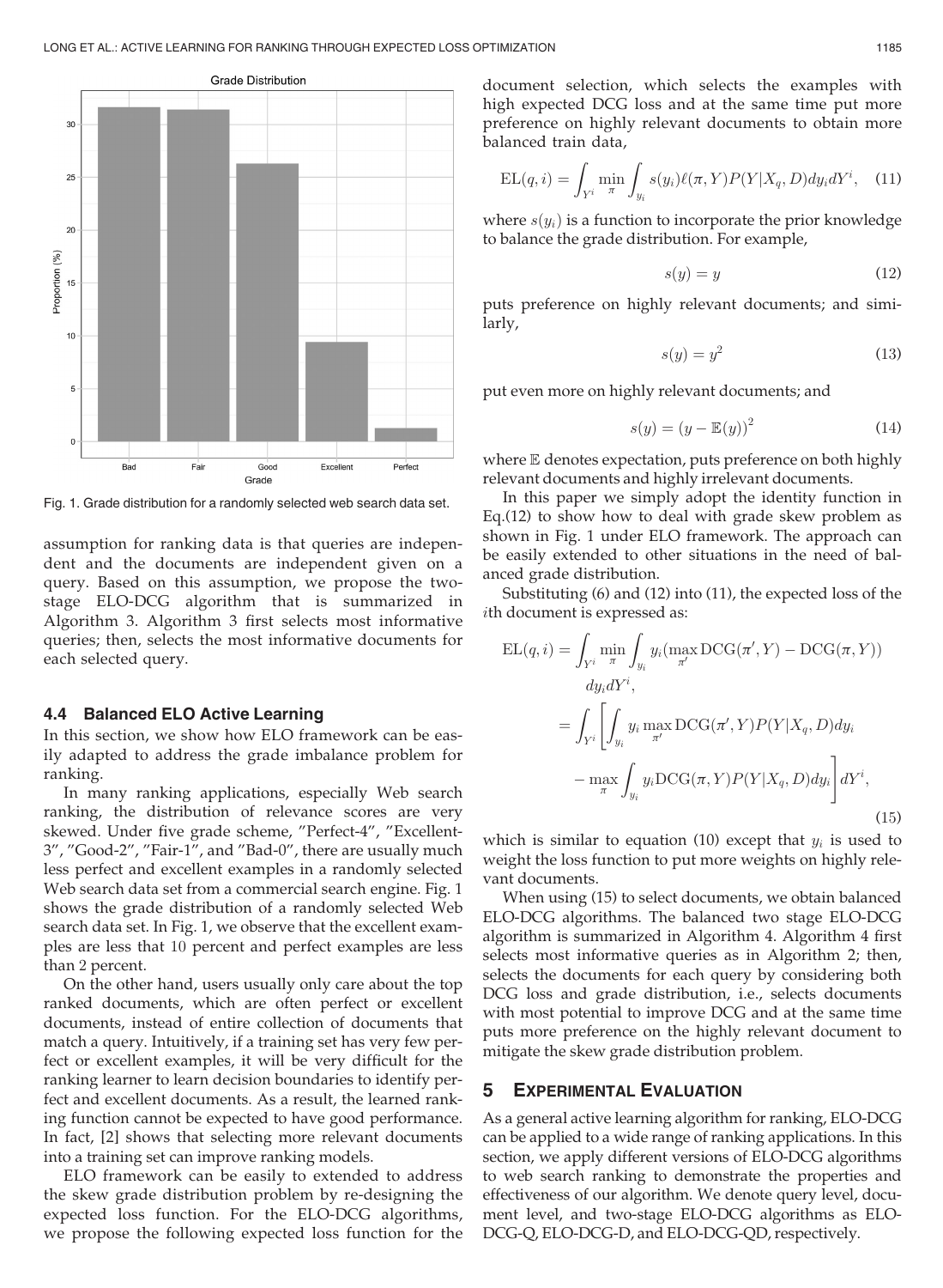Grade Distribution

Proportion (%)

30

25

20

15

10

5

0

Bad

Fair

Good

Excellent

Perfect

Grade

Fig. 1. Grade distribution for a randomly selected web search data set.

assumption for ranking data is that queries are independent and the documents are independent given on a query. Based on this assumption, we propose the two-stage ELO-DCG algorithm that is summarized in Algorithm 3. Algorithm 3 first selects most informative queries; then, selects the most informative documents for each selected query.

### 4.4 Balanced ELO Active Learning

In this section, we show how ELO framework can be easily adapted to address the grade imbalance problem for ranking.

In many ranking applications, especially Web search ranking, the distribution of relevance scores are very skewed. Under five grade scheme, "Perfect-4", "Excellent-3", "Good-2", "Fair-1", and "Bad-0", there are usually much less perfect and excellent examples in a randomly selected Web search data set from a commercial search engine. Fig. 1 shows the grade distribution of a randomly selected Web search data set. In Fig. 1, we observe that the excellent examples are less that 10 percent and perfect examples are less than 2 percent.

On the other hand, users usually only care about the top ranked documents, which are often perfect or excellent documents, instead of entire collection of documents that match a query. Intuitively, if a training set has very few perfect or excellent examples, it will be very difficult for the ranking learner to learn decision boundaries to identify perfect and excellent documents. As a result, the learned ranking function cannot be expected to have good performance. In fact, [2] shows that selecting more relevant documents into a training set can improve ranking models.

ELO framework can be easily to extended to address the skew grade distribution problem by re-designing the expected loss function. For the ELO-DCG algorithms, we propose the following expected loss function for the document selection, which selects the examples with high expected DCG loss and at the same time put more preference on highly relevant documents to obtain more balanced train data,

$$\mathrm{EL}(q,i) = \int_{Y^i} \min_{\pi} \int_{y_i} s(y_i)\ell(\pi, Y)P(Y|X_q, D)dy_i dY^i, \quad (11)$$

where $s(y_i)$ is a function to incorporate the prior knowledge to balance the grade distribution. For example,

$$s(y) = y \quad (12)$$

puts preference on highly relevant documents; and similarly,

$$s(y) = y^2 \quad (13)$$

put even more on highly relevant documents; and

$$s(y) = (y - \mathbb{E}(y))^2 \quad (14)$$

where $\mathbb{E}$ denotes expectation, puts preference on both highly relevant documents and highly irrelevant documents.

In this paper we simply adopt the identity function in Eq.(12) to show how to deal with grade skew problem as shown in Fig. 1 under ELO framework. The approach can be easily extended to other situations in the need of balanced grade distribution.

Substituting (6) and (12) into (11), the expected loss of the $i$th document is expressed as:

$$\begin{aligned}
\mathrm{EL}(q,i) &= \int_{Y^i} \min_{\pi} \int_{y_i} y_i(\max_{\pi'} \mathrm{DCG}(\pi', Y) - \mathrm{DCG}(\pi, Y)) \\
&\quad dy_i dY^i, \\
&= \int_{Y^i} \left[ \int_{y_i} y_i \max_{\pi'} \mathrm{DCG}(\pi', Y)P(Y|X_q, D)dy_i \right. \\
&\quad \left. - \max_{\pi} \int_{y_i} y_i \mathrm{DCG}(\pi, Y)P(Y|X_q, D)dy_i \right] dY^i,
\end{aligned} \quad (15)$$

which is similar to equation (10) except that $y_i$ is used to weight the loss function to put more weights on highly relevant documents.

When using (15) to select documents, we obtain balanced ELO-DCG algorithms. The balanced two stage ELO-DCG algorithm is summarized in Algorithm 4. Algorithm 4 first selects most informative queries as in Algorithm 2; then, selects the documents for each query by considering both DCG loss and grade distribution, i.e., selects documents with most potential to improve DCG and at the same time puts more preference on the highly relevant document to mitigate the skew grade distribution problem.

## 5 Experimental Evaluation

As a general active learning algorithm for ranking, ELO-DCG can be applied to a wide range of ranking applications. In this section, we apply different versions of ELO-DCG algorithms to web search ranking to demonstrate the properties and effectiveness of our algorithm. We denote query level, document level, and two-stage ELO-DCG algorithms as ELO-DCG-Q, ELO-DCG-D, and ELO-DCG-QD, respectively.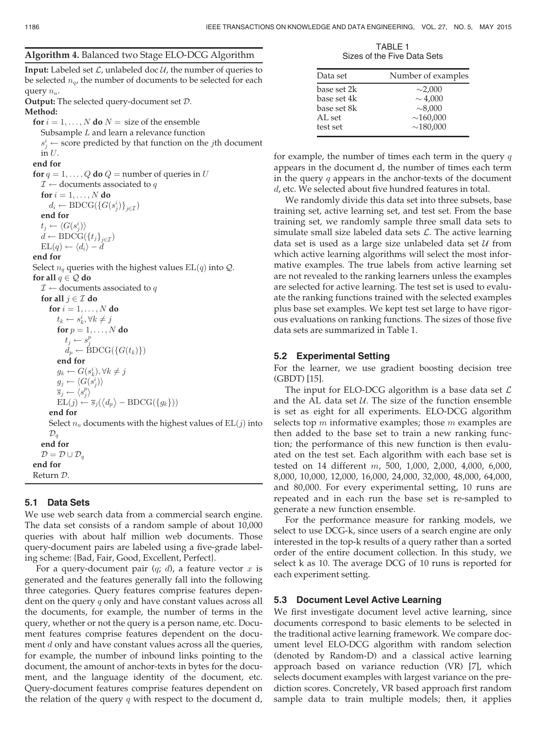**Algorithm 4.** Balanced two Stage ELO-DCG Algorithm

**Input:** Labeled set $\mathcal{L}$, unlabeled doc $\mathcal{U}$, the number of queries to be selected $n_q$, the number of documents to be selected for each query $n_u$.

**Output:** The selected query-document set $\mathcal{D}$.

**Method:**

```
for i = 1, ..., N do N = size of the ensemble
   Subsample L and learn a relevance function
   s_j^i ← score predicted by that function on the jth document in U.
end for
for q = 1, ..., Q do Q = number of queries in U
   I ← documents associated to q
   for i = 1, ..., N do
      d_i ← BDCG({G(s_j^i)}_{j∈I})
   end for
   t_j ← ⟨G(s_j^i)⟩
   d ← BDCG({t_j}_{j∈I})
   EL(q) ← ⟨d_i⟩ − d
end for
Select n_q queries with the highest values EL(q) into Q.
for all q ∈ Q do
   I ← documents associated to q
   for all j ∈ I do
      for i = 1, ..., N do
         t_k ← s_k^i, ∀k ≠ j
         for p = 1, ..., N do
            t_j ← s_j^p
            d_p ← BDCG({G(t_k)})
         end for
         g_k ← G(s_k^i), ∀k ≠ j
         g_j ← ⟨G(s_j^i)⟩
         s̄_j ← ⟨s_j^p⟩
         EL(j) ← s̄_j(⟨d_p⟩ − BDCG({g_k}))
      end for
      Select n_u documents with the highest values of EL(j) into D_q
   end for
   D = D ∪ D_q
end for
Return D.
```

TABLE 1
Sizes of the Five Data Sets

| Data set | Number of examples |
|---|---|
| base set 2k | ~2,000 |
| base set 4k | ~ 4,000 |
| base set 8k | ~8,000 |
| AL set | ~160,000 |
| test set | ~180,000 |

### 5.1 Data Sets

We use web search data from a commercial search engine. The data set consists of a random sample of about 10,000 queries with about half million web documents. Those query-document pairs are labeled using a five-grade labeling scheme: {Bad, Fair, Good, Excellent, Perfect}.

For a query-document pair $(q; d)$, a feature vector $x$ is generated and the features generally fall into the following three categories. Query features comprise features dependent on the query $q$ only and have constant values across all the documents, for example, the number of terms in the query, whether or not the query is a person name, etc. Document features comprise features dependent on the document $d$ only and have constant values across all the queries, for example, the number of inbound links pointing to the document, the amount of anchor-texts in bytes for the document, and the language identity of the document, etc. Query-document features comprise features dependent on the relation of the query $q$ with respect to the document d, for example, the number of times each term in the query $q$ appears in the document d, the number of times each term in the query $q$ appears in the anchor-texts of the document $d$, etc. We selected about five hundred features in total.

We randomly divide this data set into three subsets, base training set, active learning set, and test set. From the base training set, we randomly sample three small data sets to simulate small size labeled data sets $\mathcal{L}$. The active learning data set is used as a large size unlabeled data set $\mathcal{U}$ from which active learning algorithms will select the most informative examples. The true labels from active learning set are not revealed to the ranking learners unless the examples are selected for active learning. The test set is used to evaluate the ranking functions trained with the selected examples plus base set examples. We kept test set large to have rigorous evaluations on ranking functions. The sizes of those five data sets are summarized in Table 1.

### 5.2 Experimental Setting

For the learner, we use gradient boosting decision tree (GBDT) [15].

The input for ELO-DCG algorithm is a base data set $\mathcal{L}$ and the AL data set $\mathcal{U}$. The size of the function ensemble is set as eight for all experiments. ELO-DCG algorithm selects top $m$ informative examples; those $m$ examples are then added to the base set to train a new ranking function; the performance of this new function is then evaluated on the test set. Each algorithm with each base set is tested on 14 different $m$, 500, 1,000, 2,000, 4,000, 6,000, 8,000, 10,000, 12,000, 16,000, 24,000, 32,000, 48,000, 64,000, and 80,000. For every experimental setting, 10 runs are repeated and in each run the base set is re-sampled to generate a new function ensemble.

For the performance measure for ranking models, we select to use DCG-k, since users of a search engine are only interested in the top-k results of a query rather than a sorted order of the entire document collection. In this study, we select k as 10. The average DCG of 10 runs is reported for each experiment setting.

### 5.3 Document Level Active Learning

We first investigate document level active learning, since documents correspond to basic elements to be selected in the traditional active learning framework. We compare document level ELO-DCG algorithm with random selection (denoted by Random-D) and a classical active learning approach based on variance reduction (VR) [7], which selects document examples with largest variance on the prediction scores. Concretely, VR based approach first random sample data to train multiple models; then, it applies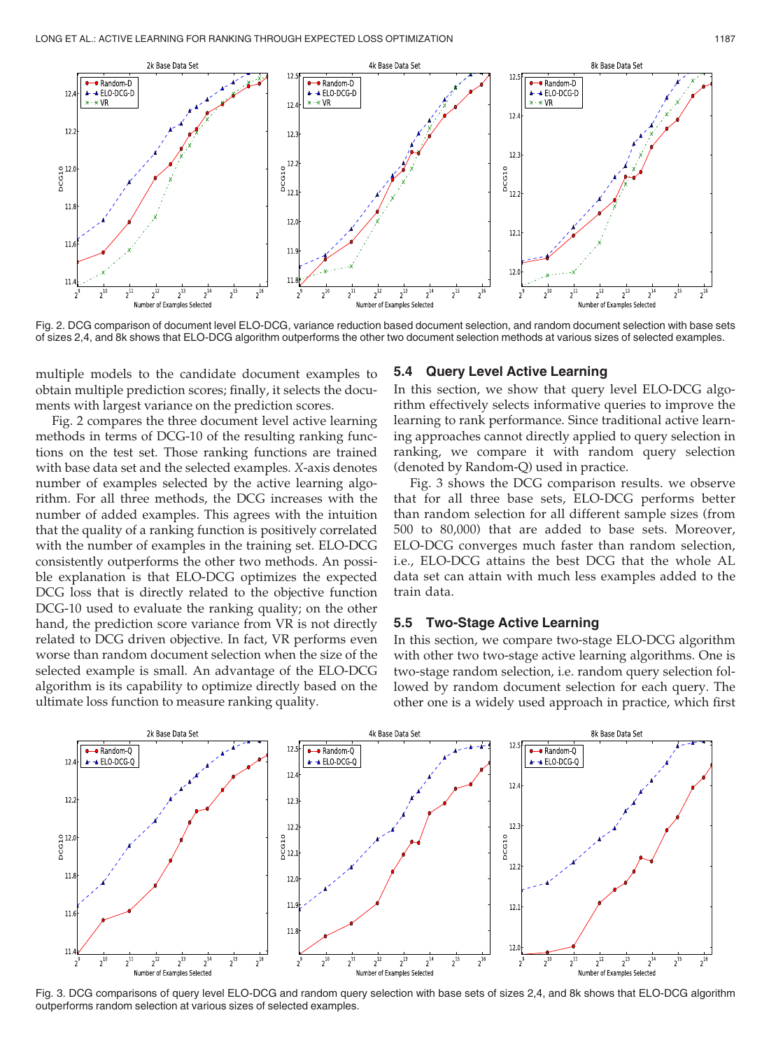2k Base Data Set

Random-D
ELO-DCG-D
VR

12.4
12.2
12.0
11.8
11.6
11.4

DCG10

$2^9$ $2^{10}$ $2^{11}$ $2^{12}$ $2^{13}$ $2^{14}$ $2^{15}$ $2^{16}$

Number of Examples Selected

4k Base Data Set

Random-D
ELO-DCG-D
VR

12.5
12.4
12.3
12.2
12.1
12.0
11.9
11.8

DCG10

$2^9$ $2^{10}$ $2^{11}$ $2^{12}$ $2^{13}$ $2^{14}$ $2^{15}$ $2^{16}$

Number of Examples Selected

8k Base Data Set

Random-D
ELO-DCG-D
VR

12.5
12.4
12.3
12.2
12.1
12.0

DCG10

$2^9$ $2^{10}$ $2^{11}$ $2^{12}$ $2^{13}$ $2^{14}$ $2^{15}$ $2^{16}$

Number of Examples Selected

Fig. 2. DCG comparison of document level ELO-DCG, variance reduction based document selection, and random document selection with base sets of sizes 2,4, and 8k shows that ELO-DCG algorithm outperforms the other two document selection methods at various sizes of selected examples.

multiple models to the candidate document examples to obtain multiple prediction scores; finally, it selects the documents with largest variance on the prediction scores.

Fig. 2 compares the three document level active learning methods in terms of DCG-10 of the resulting ranking functions on the test set. Those ranking functions are trained with base data set and the selected examples. *X*-axis denotes number of examples selected by the active learning algorithm. For all three methods, the DCG increases with the number of added examples. This agrees with the intuition that the quality of a ranking function is positively correlated with the number of examples in the training set. ELO-DCG consistently outperforms the other two methods. An possible explanation is that ELO-DCG optimizes the expected DCG loss that is directly related to the objective function DCG-10 used to evaluate the ranking quality; on the other hand, the prediction score variance from VR is not directly related to DCG driven objective. In fact, VR performs even worse than random document selection when the size of the selected example is small. An advantage of the ELO-DCG algorithm is its capability to optimize directly based on the ultimate loss function to measure ranking quality.

### 5.4 Query Level Active Learning

In this section, we show that query level ELO-DCG algorithm effectively selects informative queries to improve the learning to rank performance. Since traditional active learning approaches cannot directly applied to query selection in ranking, we compare it with random query selection (denoted by Random-Q) used in practice.

Fig. 3 shows the DCG comparison results. we observe that for all three base sets, ELO-DCG performs better than random selection for all different sample sizes (from 500 to 80,000) that are added to base sets. Moreover, ELO-DCG converges much faster than random selection, i.e., ELO-DCG attains the best DCG that the whole AL data set can attain with much less examples added to the train data.

### 5.5 Two-Stage Active Learning

In this section, we compare two-stage ELO-DCG algorithm with other two two-stage active learning algorithms. One is two-stage random selection, i.e. random query selection followed by random document selection for each query. The other one is a widely used approach in practice, which first

2k Base Data Set

Random-Q
ELO-DCG-Q

12.4
12.2
12.0
11.8
11.6
11.4

DCG10

$2^9$ $2^{10}$ $2^{11}$ $2^{12}$ $2^{13}$ $2^{14}$ $2^{15}$ $2^{16}$

Number of Examples Selected

4k Base Data Set

Random-Q
ELO-DCG-Q

12.5
12.4
12.3
12.2
12.1
12.0
11.9
11.8

DCG10

$2^9$ $2^{10}$ $2^{11}$ $2^{12}$ $2^{13}$ $2^{14}$ $2^{15}$ $2^{16}$

Number of Examples Selected

8k Base Data Set

Random-Q
ELO-DCG-Q

12.5
12.4
12.3
12.2
12.1
12.0

DCG10

$2^9$ $2^{10}$ $2^{11}$ $2^{12}$ $2^{13}$ $2^{14}$ $2^{15}$ $2^{16}$

Number of Examples Selected

Fig. 3. DCG comparisons of query level ELO-DCG and random query selection with base sets of sizes 2,4, and 8k shows that ELO-DCG algorithm outperforms random selection at various sizes of selected examples.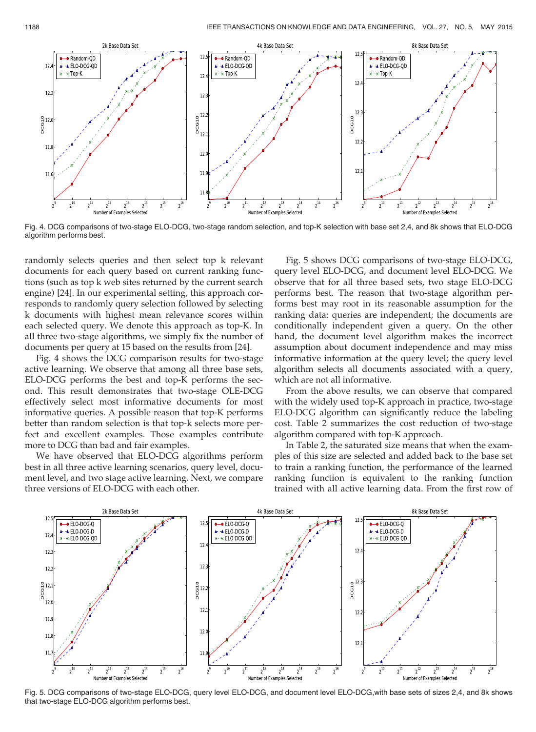2k Base Data Set

Random-QD
ELO-DCG-QD
Top-K

DCG10

11.6
11.8
12.0
12.2
12.4

$2^9$ $2^{10}$ $2^{11}$ $2^{12}$ $2^{13}$ $2^{14}$ $2^{15}$ $2^{16}$

Number of Examples Selected

4k Base Data Set

Random-QD
ELO-DCG-QD
Top-K

DCG10

11.8
11.9
12.0
12.1
12.2
12.3
12.4
12.5

$2^9$ $2^{10}$ $2^{11}$ $2^{12}$ $2^{13}$ $2^{14}$ $2^{15}$ $2^{16}$

Number of Examples Selected

8k Base Data Set

Random-QD
ELO-DCG-QD
Top-K

DCG10

12.1
12.2
12.3
12.4
12.5

$2^9$ $2^{10}$ $2^{11}$ $2^{12}$ $2^{13}$ $2^{14}$ $2^{15}$ $2^{16}$

Number of Examples Selected

Fig. 4. DCG comparisons of two-stage ELO-DCG, two-stage random selection, and top-K selection with base set 2,4, and 8k shows that ELO-DCG algorithm performs best.

randomly selects queries and then select top k relevant documents for each query based on current ranking functions (such as top k web sites returned by the current search engine) [24]. In our experimental setting, this approach corresponds to randomly query selection followed by selecting k documents with highest mean relevance scores within each selected query. We denote this approach as top-K. In all three two-stage algorithms, we simply fix the number of documents per query at 15 based on the results from [24].

Fig. 4 shows the DCG comparison results for two-stage active learning. We observe that among all three base sets, ELO-DCG performs the best and top-K performs the second. This result demonstrates that two-stage OLE-DCG effectively select most informative documents for most informative queries. A possible reason that top-K performs better than random selection is that top-k selects more perfect and excellent examples. Those examples contribute more to DCG than bad and fair examples.

We have observed that ELO-DCG algorithms perform best in all three active learning scenarios, query level, document level, and two stage active learning. Next, we compare three versions of ELO-DCG with each other.

Fig. 5 shows DCG comparisons of two-stage ELO-DCG, query level ELO-DCG, and document level ELO-DCG. We observe that for all three based sets, two stage ELO-DCG performs best. The reason that two-stage algorithm performs best may root in its reasonable assumption for the ranking data: queries are independent; the documents are conditionally independent given a query. On the other hand, the document level algorithm makes the incorrect assumption about document independence and may miss informative information at the query level; the query level algorithm selects all documents associated with a query, which are not all informative.

From the above results, we can observe that compared with the widely used top-K approach in practice, two-stage ELO-DCG algorithm can significantly reduce the labeling cost. Table 2 summarizes the cost reduction of two-stage algorithm compared with top-K approach.

In Table 2, the saturated size means that when the examples of this size are selected and added back to the base set to train a ranking function, the performance of the learned ranking function is equivalent to the ranking function trained with all active learning data. From the first row of

2k Base Data Set

ELO-DCG-Q
ELO-DCG-D
ELO-DCG-QD

DCG10

11.7
11.8
11.9
12.0
12.1
12.2
12.3
12.4
12.5

$2^9$ $2^{10}$ $2^{11}$ $2^{12}$ $2^{13}$ $2^{14}$ $2^{15}$ $2^{16}$

Number of Examples Selected

4k Base Data Set

ELO-DCG-Q
ELO-DCG-D
ELO-DCG-QD

DCG10

11.9
12.0
12.1
12.2
12.3
12.4
12.5

$2^9$ $2^{10}$ $2^{11}$ $2^{12}$ $2^{13}$ $2^{14}$ $2^{15}$ $2^{16}$

Number of Examples Selected

8k Base Data Set

ELO-DCG-Q
ELO-DCG-D
ELO-DCG-QD

DCG10

12.1
12.2
12.3
12.4
12.5

$2^9$ $2^{10}$ $2^{11}$ $2^{12}$ $2^{13}$ $2^{14}$ $2^{15}$ $2^{16}$

Number of Examples Selected

Fig. 5. DCG comparisons of two-stage ELO-DCG, query level ELO-DCG, and document level ELO-DCG,with base sets of sizes 2,4, and 8k shows that two-stage ELO-DCG algorithm performs best.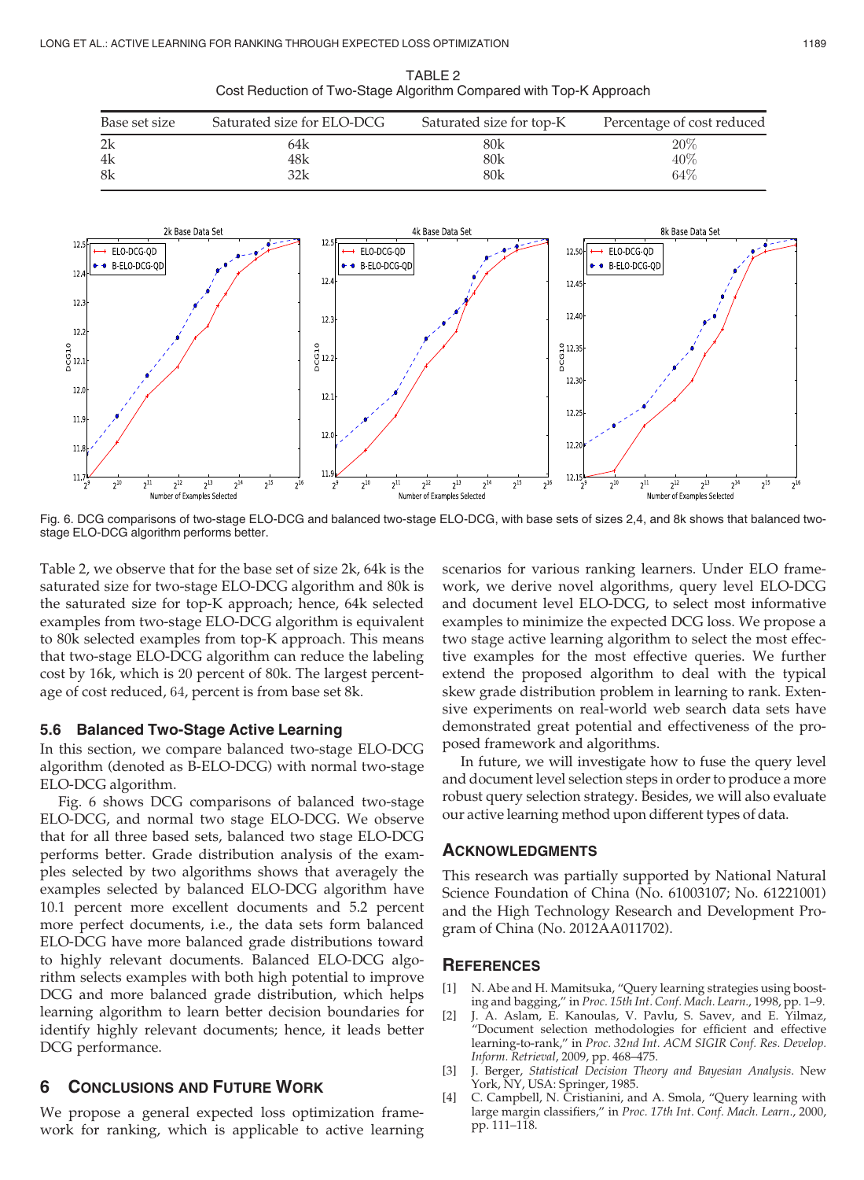TABLE 2
Cost Reduction of Two-Stage Algorithm Compared with Top-K Approach

| Base set size | Saturated size for ELO-DCG | Saturated size for top-K | Percentage of cost reduced |
|---|---|---|---|
| 2k | 64k | 80k | 20% |
| 4k | 48k | 80k | 40% |
| 8k | 32k | 80k | 64% |

2k Base Data Set
ELO-DCG-QD
B-ELO-DCG-QD
DCG10
Number of Examples Selected

4k Base Data Set
ELO-DCG-QD
B-ELO-DCG-QD
DCG10
Number of Examples Selected

8k Base Data Set
ELO-DCG-QD
B-ELO-DCG-QD
DCG10
Number of Examples Selected

Fig. 6. DCG comparisons of two-stage ELO-DCG and balanced two-stage ELO-DCG, with base sets of sizes 2,4, and 8k shows that balanced two-stage ELO-DCG algorithm performs better.

Table 2, we observe that for the base set of size 2k, 64k is the saturated size for two-stage ELO-DCG algorithm and 80k is the saturated size for top-K approach; hence, 64k selected examples from two-stage ELO-DCG algorithm is equivalent to 80k selected examples from top-K approach. This means that two-stage ELO-DCG algorithm can reduce the labeling cost by 16k, which is 20 percent of 80k. The largest percentage of cost reduced, 64, percent is from base set 8k.

### 5.6 Balanced Two-Stage Active Learning

In this section, we compare balanced two-stage ELO-DCG algorithm (denoted as B-ELO-DCG) with normal two-stage ELO-DCG algorithm.

Fig. 6 shows DCG comparisons of balanced two-stage ELO-DCG, and normal two stage ELO-DCG. We observe that for all three based sets, balanced two stage ELO-DCG performs better. Grade distribution analysis of the examples selected by two algorithms shows that averagely the examples selected by balanced ELO-DCG algorithm have 10.1 percent more excellent documents and 5.2 percent more perfect documents, i.e., the data sets form balanced ELO-DCG have more balanced grade distributions toward to highly relevant documents. Balanced ELO-DCG algorithm selects examples with both high potential to improve DCG and more balanced grade distribution, which helps learning algorithm to learn better decision boundaries for identify highly relevant documents; hence, it leads better DCG performance.

## 6 Conclusions and Future Work

We propose a general expected loss optimization framework for ranking, which is applicable to active learning scenarios for various ranking learners. Under ELO framework, we derive novel algorithms, query level ELO-DCG and document level ELO-DCG, to select most informative examples to minimize the expected DCG loss. We propose a two stage active learning algorithm to select the most effective examples for the most effective queries. We further extend the proposed algorithm to deal with the typical skew grade distribution problem in learning to rank. Extensive experiments on real-world web search data sets have demonstrated great potential and effectiveness of the proposed framework and algorithms.

In future, we will investigate how to fuse the query level and document level selection steps in order to produce a more robust query selection strategy. Besides, we will also evaluate our active learning method upon different types of data.

## Acknowledgments

This research was partially supported by National Natural Science Foundation of China (No. 61003107; No. 61221001) and the High Technology Research and Development Program of China (No. 2012AA011702).

## References

[1] N. Abe and H. Mamitsuka, "Query learning strategies using boosting and bagging," in *Proc. 15th Int. Conf. Mach. Learn.*, 1998, pp. 1–9.

[2] J. A. Aslam, E. Kanoulas, V. Pavlu, S. Savev, and E. Yilmaz, "Document selection methodologies for efficient and effective learning-to-rank," in *Proc. 32nd Int. ACM SIGIR Conf. Res. Develop. Inform. Retrieval*, 2009, pp. 468–475.

[3] J. Berger, *Statistical Decision Theory and Bayesian Analysis*. New York, NY, USA: Springer, 1985.

[4] C. Campbell, N. Cristianini, and A. Smola, "Query learning with large margin classifiers," in *Proc. 17th Int. Conf. Mach. Learn.*, 2000, pp. 111–118.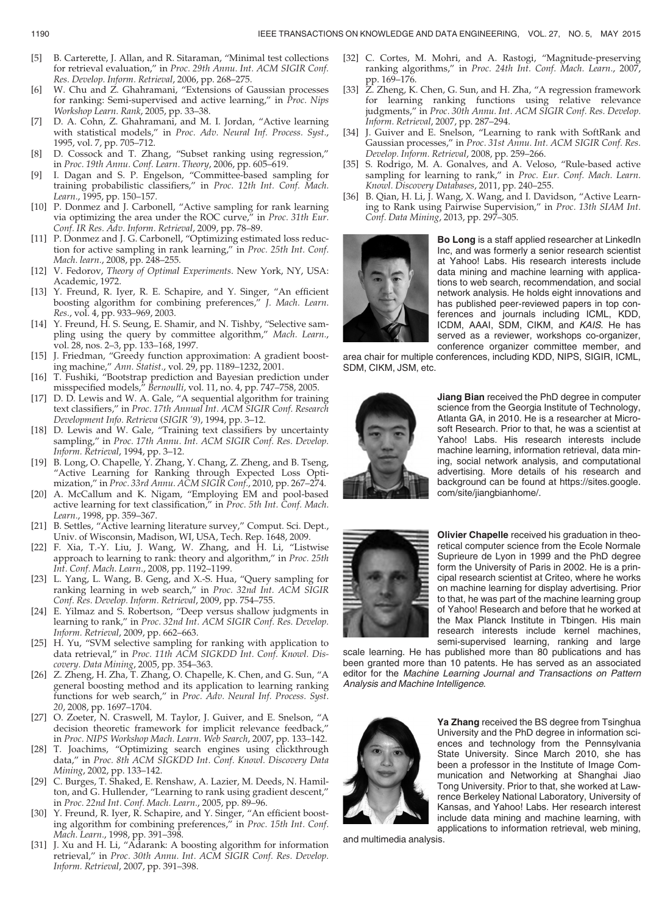[5] B. Carterette, J. Allan, and R. Sitaraman, "Minimal test collections for retrieval evaluation," in *Proc. 29th Annu. Int. ACM SIGIR Conf. Res. Develop. Inform. Retrieval*, 2006, pp. 268–275.

[6] W. Chu and Z. Ghahramani, "Extensions of Gaussian processes for ranking: Semi-supervised and active learning," in *Proc. Nips Workshop Learn. Rank*, 2005, pp. 33–38.

[7] D. A. Cohn, Z. Ghahramani, and M. I. Jordan, "Active learning with statistical models," in *Proc. Adv. Neural Inf. Process. Syst.*, 1995, vol. 7, pp. 705–712.

[8] D. Cossock and T. Zhang, "Subset ranking using regression," in *Proc. 19th Annu. Conf. Learn. Theory*, 2006, pp. 605–619.

[9] I. Dagan and S. P. Engelson, "Committee-based sampling for training probabilistic classifiers," in *Proc. 12th Int. Conf. Mach. Learn.*, 1995, pp. 150–157.

[10] P. Donmez and J. Carbonell, "Active sampling for rank learning via optimizing the area under the ROC curve," in *Proc. 31th Eur. Conf. IR Res. Adv. Inform. Retrieval*, 2009, pp. 78–89.

[11] P. Donmez and J. G. Carbonell, "Optimizing estimated loss reduction for active sampling in rank learning," in *Proc. 25th Int. Conf. Mach. learn.*, 2008, pp. 248–255.

[12] V. Fedorov, *Theory of Optimal Experiments*. New York, NY, USA: Academic, 1972.

[13] Y. Freund, R. Iyer, R. E. Schapire, and Y. Singer, "An efficient boosting algorithm for combining preferences," *J. Mach. Learn. Res.*, vol. 4, pp. 933–969, 2003.

[14] Y. Freund, H. S. Seung, E. Shamir, and N. Tishby, "Selective sampling using the query by committee algorithm," *Mach. Learn.*, vol. 28, nos. 2–3, pp. 133–168, 1997.

[15] J. Friedman, "Greedy function approximation: A gradient boosting machine," *Ann. Statist.*, vol. 29, pp. 1189–1232, 2001.

[16] T. Fushiki, "Bootstrap prediction and Bayesian prediction under misspecified models," *Bernoulli*, vol. 11, no. 4, pp. 747–758, 2005.

[17] D. D. Lewis and W. A. Gale, "A sequential algorithm for training text classifiers," in *Proc. 17th Annual Int. ACM SIGIR Conf. Research Development Info. Retrieva* (*SIGIR '9*), 1994, pp. 3–12.

[18] D. Lewis and W. Gale, "Training text classifiers by uncertainty sampling," in *Proc. 17th Annu. Int. ACM SIGIR Conf. Res. Develop. Inform. Retrieval*, 1994, pp. 3–12.

[19] B. Long, O. Chapelle, Y. Zhang, Y. Chang, Z. Zheng, and B. Tseng, "Active Learning for Ranking through Expected Loss Optimization," in *Proc. 33rd Annu. ACM SIGIR Conf.*, 2010, pp. 267–274.

[20] A. McCallum and K. Nigam, "Employing EM and pool-based active learning for text classification," in *Proc. 5th Int. Conf. Mach. Learn.*, 1998, pp. 359–367.

[21] B. Settles, "Active learning literature survey," Comput. Sci. Dept., Univ. of Wisconsin, Madison, WI, USA, Tech. Rep. 1648, 2009.

[22] F. Xia, T.-Y. Liu, J. Wang, W. Zhang, and H. Li, "Listwise approach to learning to rank: theory and algorithm," in *Proc. 25th Int. Conf. Mach. Learn.*, 2008, pp. 1192–1199.

[23] L. Yang, L. Wang, B. Geng, and X.-S. Hua, "Query sampling for ranking learning in web search," in *Proc. 32nd Int. ACM SIGIR Conf. Res. Develop. Inform. Retrieval*, 2009, pp. 754–755.

[24] E. Yilmaz and S. Robertson, "Deep versus shallow judgments in learning to rank," in *Proc. 32nd Int. ACM SIGIR Conf. Res. Develop. Inform. Retrieval*, 2009, pp. 662–663.

[25] H. Yu, "SVM selective sampling for ranking with application to data retrieval," in *Proc. 11th ACM SIGKDD Int. Conf. Knowl. Discovery. Data Mining*, 2005, pp. 354–363.

[26] Z. Zheng, H. Zha, T. Zhang, O. Chapelle, K. Chen, and G. Sun, "A general boosting method and its application to learning ranking functions for web search," in *Proc. Adv. Neural Inf. Process. Syst. 20*, 2008, pp. 1697–1704.

[27] O. Zoeter, N. Craswell, M. Taylor, J. Guiver, and E. Snelson, "A decision theoretic framework for implicit relevance feedback," in *Proc. NIPS Workshop Mach. Learn. Web Search*, 2007, pp. 133–142.

[28] T. Joachims, "Optimizing search engines using clickthrough data," in *Proc. 8th ACM SIGKDD Int. Conf. Knowl. Discovery Data Mining*, 2002, pp. 133–142.

[29] C. Burges, T. Shaked, E. Renshaw, A. Lazier, M. Deeds, N. Hamilton, and G. Hullender, "Learning to rank using gradient descent," in *Proc. 22nd Int. Conf. Mach. Learn.*, 2005, pp. 89–96.

[30] Y. Freund, R. Iyer, R. Schapire, and Y. Singer, "An efficient boosting algorithm for combining preferences," in *Proc. 15th Int. Conf. Mach. Learn.*, 1998, pp. 391–398.

[31] J. Xu and H. Li, "Adarank: A boosting algorithm for information retrieval," in *Proc. 30th Annu. Int. ACM SIGIR Conf. Res. Develop. Inform. Retrieval*, 2007, pp. 391–398.

[32] C. Cortes, M. Mohri, and A. Rastogi, "Magnitude-preserving ranking algorithms," in *Proc. 24th Int. Conf. Mach. Learn.*, 2007, pp. 169–176.

[33] Z. Zheng, K. Chen, G. Sun, and H. Zha, "A regression framework for learning ranking functions using relative relevance judgments," in *Proc. 30th Annu. Int. ACM SIGIR Conf. Res. Develop. Inform. Retrieval*, 2007, pp. 287–294.

[34] J. Guiver and E. Snelson, "Learning to rank with SoftRank and Gaussian processes," in *Proc. 31st Annu. Int. ACM SIGIR Conf. Res. Develop. Inform. Retrieval*, 2008, pp. 259–266.

[35] S. Rodrigo, M. A. Gonalves, and A. Veloso, "Rule-based active sampling for learning to rank," in *Proc. Eur. Conf. Mach. Learn. Knowl. Discovery Databases*, 2011, pp. 240–255.

[36] B. Qian, H. Li, J. Wang, X. Wang, and I. Davidson, "Active Learning to Rank using Pairwise Supervision," in *Proc. 13th SIAM Int. Conf. Data Mining*, 2013, pp. 297–305.

**Bo Long** is a staff applied researcher at LinkedIn Inc, and was formerly a senior research scientist at Yahoo! Labs. His research interests include data mining and machine learning with applications to web search, recommendation, and social network analysis. He holds eight innovations and has published peer-reviewed papers in top conferences and journals including ICML, KDD, ICDM, AAAI, SDM, CIKM, and *KAIS*. He has served as a reviewer, workshops co-organizer, conference organizer committee member, and area chair for multiple conferences, including KDD, NIPS, SIGIR, ICML, SDM, CIKM, JSM, etc.

**Jiang Bian** received the PhD degree in computer science from the Georgia Institute of Technology, Atlanta GA, in 2010. He is a researcher at Microsoft Research. Prior to that, he was a scientist at Yahoo! Labs. His research interests include machine learning, information retrieval, data mining, social network analysis, and computational advertising. More details of his research and background can be found at https://sites.google.com/site/jiangbianhome/.

**Olivier Chapelle** received his graduation in theoretical computer science from the Ecole Normale Suprieure de Lyon in 1999 and the PhD degree form the University of Paris in 2002. He is a principal research scientist at Criteo, where he works on machine learning for display advertising. Prior to that, he was part of the machine learning group of Yahoo! Research and before that he worked at the Max Planck Institute in Tbingen. His main research interests include kernel machines, semi-supervised learning, ranking and large scale learning. He has published more than 80 publications and has been granted more than 10 patents. He has served as an associated editor for the *Machine Learning Journal and Transactions on Pattern Analysis and Machine Intelligence*.

**Ya Zhang** received the BS degree from Tsinghua University and the PhD degree in information sciences and technology from the Pennsylvania State University. Since March 2010, she has been a professor in the Institute of Image Communication and Networking at Shanghai Jiao Tong University. Prior to that, she worked at Lawrence Berkeley National Laboratory, University of Kansas, and Yahoo! Labs. Her research interest include data mining and machine learning, with applications to information retrieval, web mining, and multimedia analysis.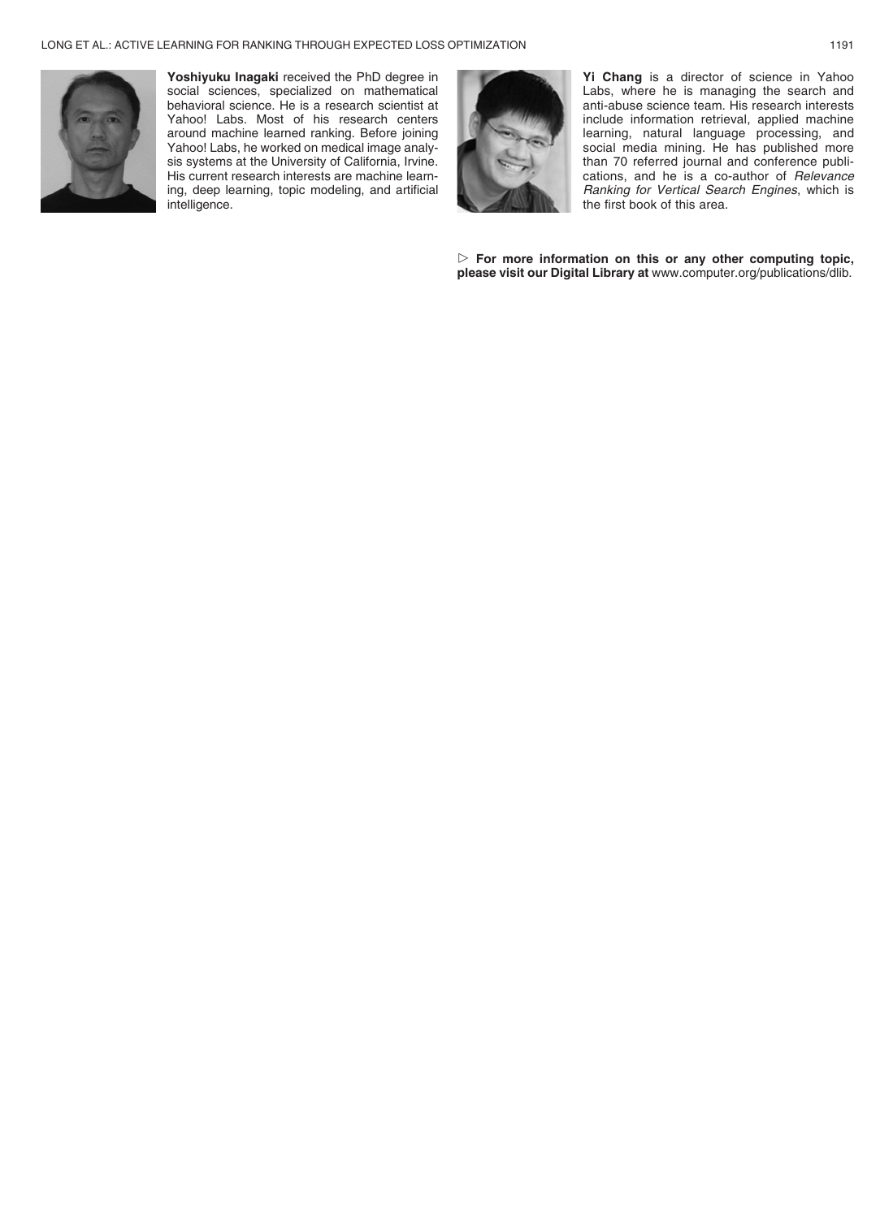**Yoshiyuku Inagaki** received the PhD degree in social sciences, specialized on mathematical behavioral science. He is a research scientist at Yahoo! Labs. Most of his research centers around machine learned ranking. Before joining Yahoo! Labs, he worked on medical image analysis systems at the University of California, Irvine. His current research interests are machine learning, deep learning, topic modeling, and artificial intelligence.

**Yi Chang** is a director of science in Yahoo Labs, where he is managing the search and anti-abuse science team. His research interests include information retrieval, applied machine learning, natural language processing, and social media mining. He has published more than 70 referred journal and conference publications, and he is a co-author of *Relevance Ranking for Vertical Search Engines*, which is the first book of this area.

▷ **For more information on this or any other computing topic, please visit our Digital Library at** www.computer.org/publications/dlib.